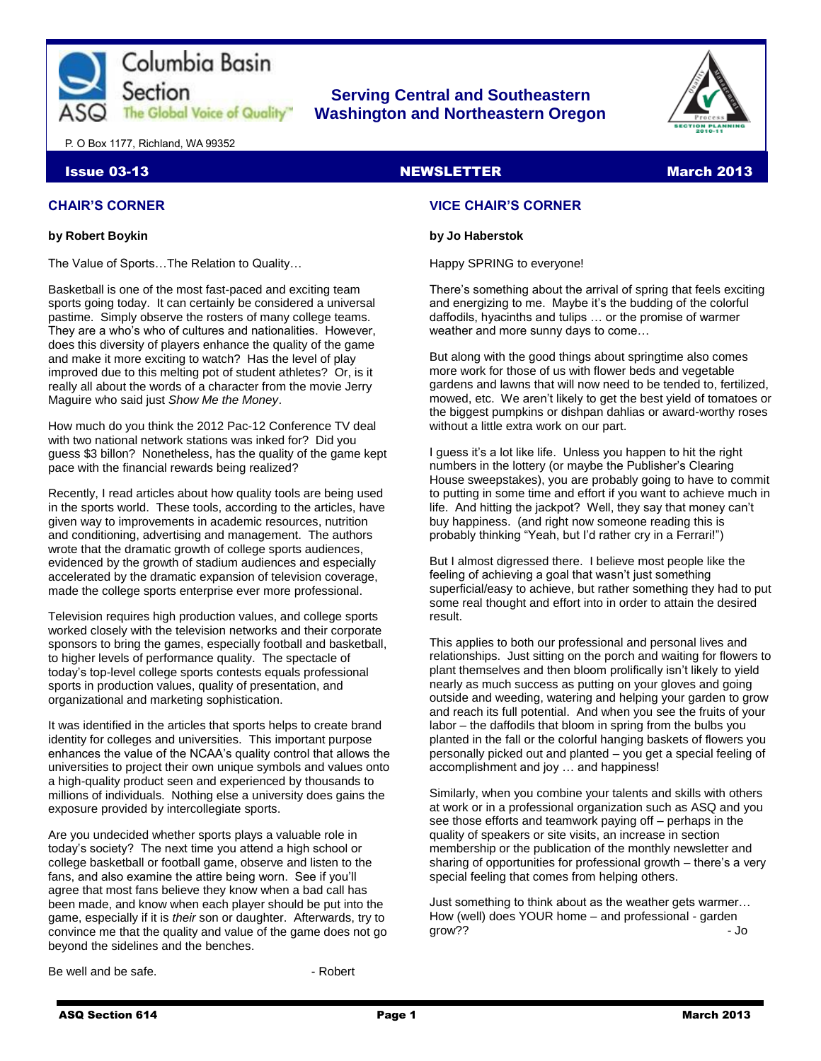Columbia Basin Section
ASQ The Global Voice of Quality™

**Serving Central and Southeastern Washington and Northeastern Oregon**

P. O Box 1177, Richland, WA 99352

**Issue 03-13** **NEWSLETTER** **March 2013**

## CHAIR'S CORNER

**by Robert Boykin**

The Value of Sports…The Relation to Quality…

Basketball is one of the most fast-paced and exciting team sports going today. It can certainly be considered a universal pastime. Simply observe the rosters of many college teams. They are a who's who of cultures and nationalities. However, does this diversity of players enhance the quality of the game and make it more exciting to watch? Has the level of play improved due to this melting pot of student athletes? Or, is it really all about the words of a character from the movie Jerry Maguire who said just *Show Me the Money*.

How much do you think the 2012 Pac-12 Conference TV deal with two national network stations was inked for? Did you guess $3 billon? Nonetheless, has the quality of the game kept pace with the financial rewards being realized?

Recently, I read articles about how quality tools are being used in the sports world. These tools, according to the articles, have given way to improvements in academic resources, nutrition and conditioning, advertising and management. The authors wrote that the dramatic growth of college sports audiences, evidenced by the growth of stadium audiences and especially accelerated by the dramatic expansion of television coverage, made the college sports enterprise ever more professional.

Television requires high production values, and college sports worked closely with the television networks and their corporate sponsors to bring the games, especially football and basketball, to higher levels of performance quality. The spectacle of today's top-level college sports contests equals professional sports in production values, quality of presentation, and organizational and marketing sophistication.

It was identified in the articles that sports helps to create brand identity for colleges and universities. This important purpose enhances the value of the NCAA's quality control that allows the universities to project their own unique symbols and values onto a high-quality product seen and experienced by thousands to millions of individuals. Nothing else a university does gains the exposure provided by intercollegiate sports.

Are you undecided whether sports plays a valuable role in today's society? The next time you attend a high school or college basketball or football game, observe and listen to the fans, and also examine the attire being worn. See if you'll agree that most fans believe they know when a bad call has been made, and know when each player should be put into the game, especially if it is *their* son or daughter. Afterwards, try to convince me that the quality and value of the game does not go beyond the sidelines and the benches.

Be well and be safe. - Robert

## VICE CHAIR'S CORNER

**by Jo Haberstok**

Happy SPRING to everyone!

There's something about the arrival of spring that feels exciting and energizing to me. Maybe it's the budding of the colorful daffodils, hyacinths and tulips … or the promise of warmer weather and more sunny days to come…

But along with the good things about springtime also comes more work for those of us with flower beds and vegetable gardens and lawns that will now need to be tended to, fertilized, mowed, etc. We aren't likely to get the best yield of tomatoes or the biggest pumpkins or dishpan dahlias or award-worthy roses without a little extra work on our part.

I guess it's a lot like life. Unless you happen to hit the right numbers in the lottery (or maybe the Publisher's Clearing House sweepstakes), you are probably going to have to commit to putting in some time and effort if you want to achieve much in life. And hitting the jackpot? Well, they say that money can't buy happiness. (and right now someone reading this is probably thinking "Yeah, but I'd rather cry in a Ferrari!")

But I almost digressed there. I believe most people like the feeling of achieving a goal that wasn't just something superficial/easy to achieve, but rather something they had to put some real thought and effort into in order to attain the desired result.

This applies to both our professional and personal lives and relationships. Just sitting on the porch and waiting for flowers to plant themselves and then bloom prolifically isn't likely to yield nearly as much success as putting on your gloves and going outside and weeding, watering and helping your garden to grow and reach its full potential. And when you see the fruits of your labor – the daffodils that bloom in spring from the bulbs you planted in the fall or the colorful hanging baskets of flowers you personally picked out and planted – you get a special feeling of accomplishment and joy … and happiness!

Similarly, when you combine your talents and skills with others at work or in a professional organization such as ASQ and you see those efforts and teamwork paying off – perhaps in the quality of speakers or site visits, an increase in section membership or the publication of the monthly newsletter and sharing of opportunities for professional growth – there's a very special feeling that comes from helping others.

Just something to think about as the weather gets warmer… How (well) does YOUR home – and professional - garden grow?? - Jo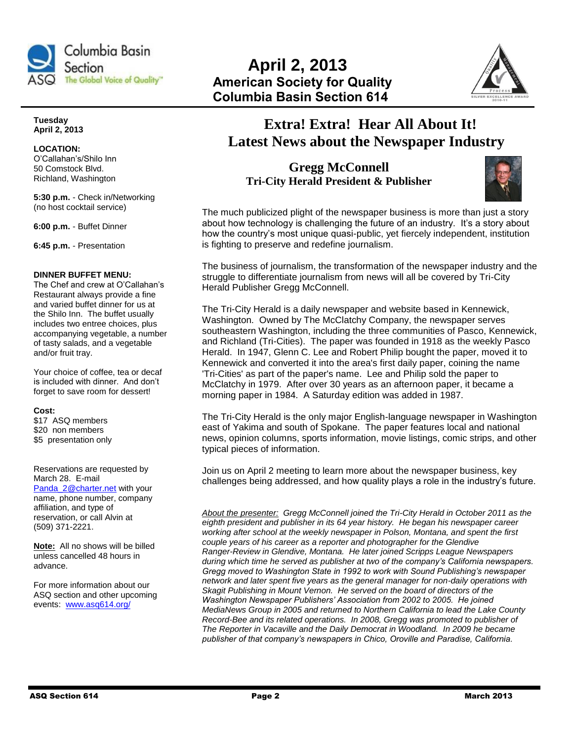# April 2, 2013

## American Society for Quality
## Columbia Basin Section 614

**Tuesday**
**April 2, 2013**

**LOCATION:**
O'Callahan's/Shilo Inn
50 Comstock Blvd.
Richland, Washington

**5:30 p.m.** - Check in/Networking (no host cocktail service)

**6:00 p.m.** - Buffet Dinner

**6:45 p.m.** - Presentation

**DINNER BUFFET MENU:**
The Chef and crew at O'Callahan's Restaurant always provide a fine and varied buffet dinner for us at the Shilo Inn. The buffet usually includes two entree choices, plus accompanying vegetable, a number of tasty salads, and a vegetable and/or fruit tray.

Your choice of coffee, tea or decaf is included with dinner. And don't forget to save room for dessert!

**Cost:**
$17 ASQ members
$20 non members
$5 presentation only

Reservations are requested by March 28. E-mail Panda_2@charter.net with your name, phone number, company affiliation, and type of reservation, or call Alvin at (509) 371-2221.

**Note:** All no shows will be billed unless cancelled 48 hours in advance.

For more information about our ASQ section and other upcoming events: www.asq614.org/

# Extra! Extra! Hear All About It! Latest News about the Newspaper Industry

### Gregg McConnell
### Tri-City Herald President & Publisher

The much publicized plight of the newspaper business is more than just a story about how technology is challenging the future of an industry. It's a story about how the country's most unique quasi-public, yet fiercely independent, institution is fighting to preserve and redefine journalism.

The business of journalism, the transformation of the newspaper industry and the struggle to differentiate journalism from news will all be covered by Tri-City Herald Publisher Gregg McConnell.

The Tri-City Herald is a daily newspaper and website based in Kennewick, Washington. Owned by The McClatchy Company, the newspaper serves southeastern Washington, including the three communities of Pasco, Kennewick, and Richland (Tri-Cities). The paper was founded in 1918 as the weekly Pasco Herald. In 1947, Glenn C. Lee and Robert Philip bought the paper, moved it to Kennewick and converted it into the area's first daily paper, coining the name 'Tri-Cities' as part of the paper's name. Lee and Philip sold the paper to McClatchy in 1979. After over 30 years as an afternoon paper, it became a morning paper in 1984. A Saturday edition was added in 1987.

The Tri-City Herald is the only major English-language newspaper in Washington east of Yakima and south of Spokane. The paper features local and national news, opinion columns, sports information, movie listings, comic strips, and other typical pieces of information.

Join us on April 2 meeting to learn more about the newspaper business, key challenges being addressed, and how quality plays a role in the industry's future.

*About the presenter:* *Gregg McConnell joined the Tri-City Herald in October 2011 as the eighth president and publisher in its 64 year history. He began his newspaper career working after school at the weekly newspaper in Polson, Montana, and spent the first couple years of his career as a reporter and photographer for the Glendive Ranger-Review in Glendive, Montana. He later joined Scripps League Newspapers during which time he served as publisher at two of the company's California newspapers. Gregg moved to Washington State in 1992 to work with Sound Publishing's newspaper network and later spent five years as the general manager for non-daily operations with Skagit Publishing in Mount Vernon. He served on the board of directors of the Washington Newspaper Publishers' Association from 2002 to 2005. He joined MediaNews Group in 2005 and returned to Northern California to lead the Lake County Record-Bee and its related operations. In 2008, Gregg was promoted to publisher of The Reporter in Vacaville and the Daily Democrat in Woodland. In 2009 he became publisher of that company's newspapers in Chico, Oroville and Paradise, California.*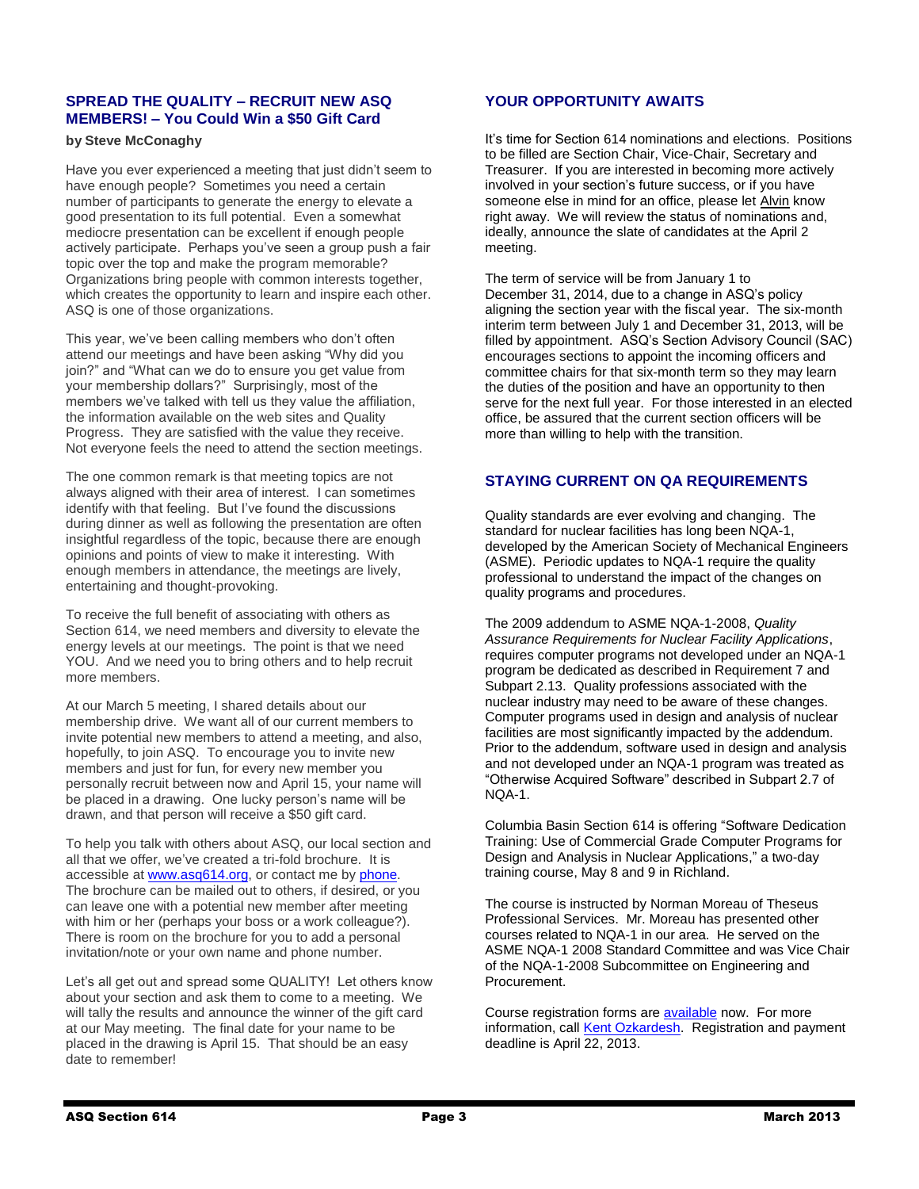## SPREAD THE QUALITY – RECRUIT NEW ASQ MEMBERS! – You Could Win a $50 Gift Card

**by Steve McConaghy**

Have you ever experienced a meeting that just didn't seem to have enough people? Sometimes you need a certain number of participants to generate the energy to elevate a good presentation to its full potential. Even a somewhat mediocre presentation can be excellent if enough people actively participate. Perhaps you've seen a group push a fair topic over the top and make the program memorable? Organizations bring people with common interests together, which creates the opportunity to learn and inspire each other. ASQ is one of those organizations.

This year, we've been calling members who don't often attend our meetings and have been asking "Why did you join?" and "What can we do to ensure you get value from your membership dollars?" Surprisingly, most of the members we've talked with tell us they value the affiliation, the information available on the web sites and Quality Progress. They are satisfied with the value they receive. Not everyone feels the need to attend the section meetings.

The one common remark is that meeting topics are not always aligned with their area of interest. I can sometimes identify with that feeling. But I've found the discussions during dinner as well as following the presentation are often insightful regardless of the topic, because there are enough opinions and points of view to make it interesting. With enough members in attendance, the meetings are lively, entertaining and thought-provoking.

To receive the full benefit of associating with others as Section 614, we need members and diversity to elevate the energy levels at our meetings. The point is that we need YOU. And we need you to bring others and to help recruit more members.

At our March 5 meeting, I shared details about our membership drive. We want all of our current members to invite potential new members to attend a meeting, and also, hopefully, to join ASQ. To encourage you to invite new members and just for fun, for every new member you personally recruit between now and April 15, your name will be placed in a drawing. One lucky person's name will be drawn, and that person will receive a $50 gift card.

To help you talk with others about ASQ, our local section and all that we offer, we've created a tri-fold brochure. It is accessible at www.asq614.org, or contact me by phone. The brochure can be mailed out to others, if desired, or you can leave one with a potential new member after meeting with him or her (perhaps your boss or a work colleague?). There is room on the brochure for you to add a personal invitation/note or your own name and phone number.

Let's all get out and spread some QUALITY! Let others know about your section and ask them to come to a meeting. We will tally the results and announce the winner of the gift card at our May meeting. The final date for your name to be placed in the drawing is April 15. That should be an easy date to remember!

## YOUR OPPORTUNITY AWAITS

It's time for Section 614 nominations and elections. Positions to be filled are Section Chair, Vice-Chair, Secretary and Treasurer. If you are interested in becoming more actively involved in your section's future success, or if you have someone else in mind for an office, please let Alvin know right away. We will review the status of nominations and, ideally, announce the slate of candidates at the April 2 meeting.

The term of service will be from January 1 to December 31, 2014, due to a change in ASQ's policy aligning the section year with the fiscal year. The six-month interim term between July 1 and December 31, 2013, will be filled by appointment. ASQ's Section Advisory Council (SAC) encourages sections to appoint the incoming officers and committee chairs for that six-month term so they may learn the duties of the position and have an opportunity to then serve for the next full year. For those interested in an elected office, be assured that the current section officers will be more than willing to help with the transition.

## STAYING CURRENT ON QA REQUIREMENTS

Quality standards are ever evolving and changing. The standard for nuclear facilities has long been NQA-1, developed by the American Society of Mechanical Engineers (ASME). Periodic updates to NQA-1 require the quality professional to understand the impact of the changes on quality programs and procedures.

The 2009 addendum to ASME NQA-1-2008, *Quality Assurance Requirements for Nuclear Facility Applications*, requires computer programs not developed under an NQA-1 program be dedicated as described in Requirement 7 and Subpart 2.13. Quality professions associated with the nuclear industry may need to be aware of these changes. Computer programs used in design and analysis of nuclear facilities are most significantly impacted by the addendum. Prior to the addendum, software used in design and analysis and not developed under an NQA-1 program was treated as "Otherwise Acquired Software" described in Subpart 2.7 of NQA-1.

Columbia Basin Section 614 is offering "Software Dedication Training: Use of Commercial Grade Computer Programs for Design and Analysis in Nuclear Applications," a two-day training course, May 8 and 9 in Richland.

The course is instructed by Norman Moreau of Theseus Professional Services. Mr. Moreau has presented other courses related to NQA-1 in our area. He served on the ASME NQA-1 2008 Standard Committee and was Vice Chair of the NQA-1-2008 Subcommittee on Engineering and Procurement.

Course registration forms are available now. For more information, call Kent Ozkardesh. Registration and payment deadline is April 22, 2013.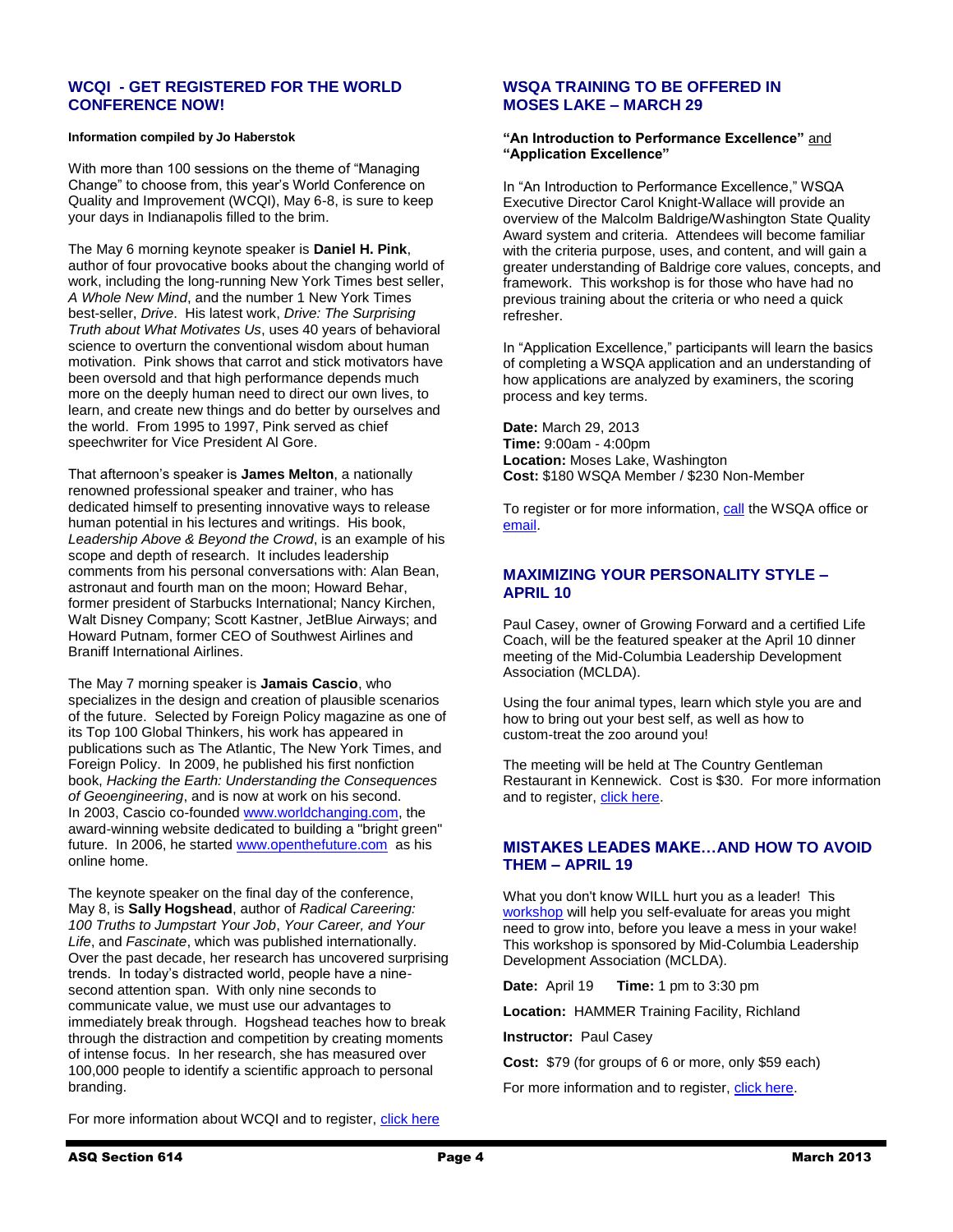## WCQI - GET REGISTERED FOR THE WORLD CONFERENCE NOW!

**Information compiled by Jo Haberstok**

With more than 100 sessions on the theme of "Managing Change" to choose from, this year's World Conference on Quality and Improvement (WCQI), May 6-8, is sure to keep your days in Indianapolis filled to the brim.

The May 6 morning keynote speaker is **Daniel H. Pink**, author of four provocative books about the changing world of work, including the long-running New York Times best seller, *A Whole New Mind*, and the number 1 New York Times best-seller, *Drive*. His latest work, *Drive: The Surprising Truth about What Motivates Us*, uses 40 years of behavioral science to overturn the conventional wisdom about human motivation. Pink shows that carrot and stick motivators have been oversold and that high performance depends much more on the deeply human need to direct our own lives, to learn, and create new things and do better by ourselves and the world. From 1995 to 1997, Pink served as chief speechwriter for Vice President Al Gore.

That afternoon's speaker is **James Melton**, a nationally renowned professional speaker and trainer, who has dedicated himself to presenting innovative ways to release human potential in his lectures and writings. His book, *Leadership Above & Beyond the Crowd*, is an example of his scope and depth of research. It includes leadership comments from his personal conversations with: Alan Bean, astronaut and fourth man on the moon; Howard Behar, former president of Starbucks International; Nancy Kirchen, Walt Disney Company; Scott Kastner, JetBlue Airways; and Howard Putnam, former CEO of Southwest Airlines and Braniff International Airlines.

The May 7 morning speaker is **Jamais Cascio**, who specializes in the design and creation of plausible scenarios of the future. Selected by Foreign Policy magazine as one of its Top 100 Global Thinkers, his work has appeared in publications such as The Atlantic, The New York Times, and Foreign Policy. In 2009, he published his first nonfiction book, *Hacking the Earth: Understanding the Consequences of Geoengineering*, and is now at work on his second. In 2003, Cascio co-founded www.worldchanging.com, the award-winning website dedicated to building a "bright green" future. In 2006, he started www.openthefuture.com as his online home.

The keynote speaker on the final day of the conference, May 8, is **Sally Hogshead**, author of *Radical Careering: 100 Truths to Jumpstart Your Job, Your Career, and Your Life*, and *Fascinate*, which was published internationally. Over the past decade, her research has uncovered surprising trends. In today's distracted world, people have a nine-second attention span. With only nine seconds to communicate value, we must use our advantages to immediately break through. Hogshead teaches how to break through the distraction and competition by creating moments of intense focus. In her research, she has measured over 100,000 people to identify a scientific approach to personal branding.

For more information about WCQI and to register, click here

## WSQA TRAINING TO BE OFFERED IN MOSES LAKE – MARCH 29

**"An Introduction to Performance Excellence"** and **"Application Excellence"**

In "An Introduction to Performance Excellence," WSQA Executive Director Carol Knight-Wallace will provide an overview of the Malcolm Baldrige/Washington State Quality Award system and criteria. Attendees will become familiar with the criteria purpose, uses, and content, and will gain a greater understanding of Baldrige core values, concepts, and framework. This workshop is for those who have had no previous training about the criteria or who need a quick refresher.

In "Application Excellence," participants will learn the basics of completing a WSQA application and an understanding of how applications are analyzed by examiners, the scoring process and key terms.

**Date:** March 29, 2013
**Time:** 9:00am - 4:00pm
**Location:** Moses Lake, Washington
**Cost:** $180 WSQA Member / $230 Non-Member

To register or for more information, call the WSQA office or email.

## MAXIMIZING YOUR PERSONALITY STYLE – APRIL 10

Paul Casey, owner of Growing Forward and a certified Life Coach, will be the featured speaker at the April 10 dinner meeting of the Mid-Columbia Leadership Development Association (MCLDA).

Using the four animal types, learn which style you are and how to bring out your best self, as well as how to custom-treat the zoo around you!

The meeting will be held at The Country Gentleman Restaurant in Kennewick. Cost is $30. For more information and to register, click here.

## MISTAKES LEADES MAKE…AND HOW TO AVOID THEM – APRIL 19

What you don't know WILL hurt you as a leader! This workshop will help you self-evaluate for areas you might need to grow into, before you leave a mess in your wake! This workshop is sponsored by Mid-Columbia Leadership Development Association (MCLDA).

**Date:** April 19 **Time:** 1 pm to 3:30 pm

**Location:** HAMMER Training Facility, Richland

**Instructor:** Paul Casey

**Cost:** $79 (for groups of 6 or more, only $59 each)

For more information and to register, click here.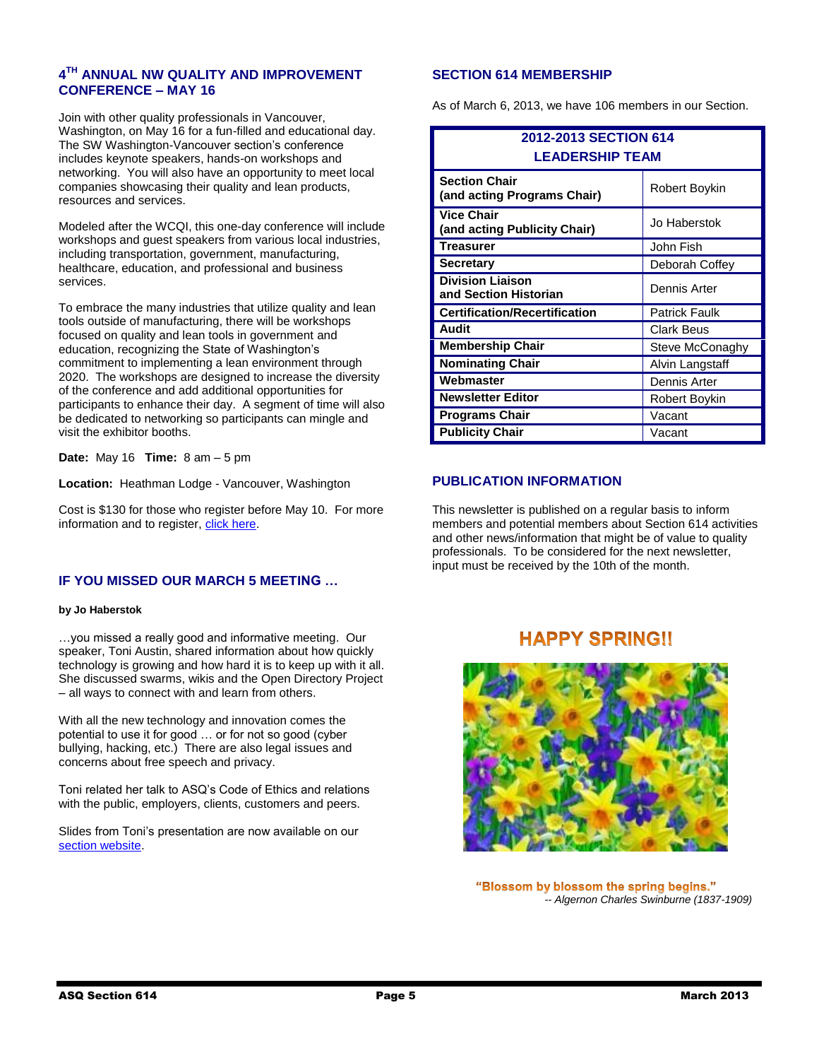## 4TH ANNUAL NW QUALITY AND IMPROVEMENT CONFERENCE – MAY 16

Join with other quality professionals in Vancouver, Washington, on May 16 for a fun-filled and educational day. The SW Washington-Vancouver section's conference includes keynote speakers, hands-on workshops and networking. You will also have an opportunity to meet local companies showcasing their quality and lean products, resources and services.

Modeled after the WCQI, this one-day conference will include workshops and guest speakers from various local industries, including transportation, government, manufacturing, healthcare, education, and professional and business services.

To embrace the many industries that utilize quality and lean tools outside of manufacturing, there will be workshops focused on quality and lean tools in government and education, recognizing the State of Washington's commitment to implementing a lean environment through 2020. The workshops are designed to increase the diversity of the conference and add additional opportunities for participants to enhance their day. A segment of time will also be dedicated to networking so participants can mingle and visit the exhibitor booths.

**Date:** May 16 **Time:** 8 am – 5 pm

**Location:** Heathman Lodge - Vancouver, Washington

Cost is $130 for those who register before May 10. For more information and to register, click here.

## IF YOU MISSED OUR MARCH 5 MEETING …

**by Jo Haberstok**

…you missed a really good and informative meeting. Our speaker, Toni Austin, shared information about how quickly technology is growing and how hard it is to keep up with it all. She discussed swarms, wikis and the Open Directory Project – all ways to connect with and learn from others.

With all the new technology and innovation comes the potential to use it for good … or for not so good (cyber bullying, hacking, etc.) There are also legal issues and concerns about free speech and privacy.

Toni related her talk to ASQ's Code of Ethics and relations with the public, employers, clients, customers and peers.

Slides from Toni's presentation are now available on our section website.

## SECTION 614 MEMBERSHIP

As of March 6, 2013, we have 106 members in our Section.

| 2012-2013 SECTION 614 LEADERSHIP TEAM | |
|---|---|
| **Section Chair (and acting Programs Chair)** | Robert Boykin |
| **Vice Chair (and acting Publicity Chair)** | Jo Haberstok |
| **Treasurer** | John Fish |
| **Secretary** | Deborah Coffey |
| **Division Liaison and Section Historian** | Dennis Arter |
| **Certification/Recertification** | Patrick Faulk |
| **Audit** | Clark Beus |
| **Membership Chair** | Steve McConaghy |
| **Nominating Chair** | Alvin Langstaff |
| **Webmaster** | Dennis Arter |
| **Newsletter Editor** | Robert Boykin |
| **Programs Chair** | Vacant |
| **Publicity Chair** | Vacant |

## PUBLICATION INFORMATION

This newsletter is published on a regular basis to inform members and potential members about Section 614 activities and other news/information that might be of value to quality professionals. To be considered for the next newsletter, input must be received by the 10th of the month.

## HAPPY SPRING!!

**"Blossom by blossom the spring begins."**
*-- Algernon Charles Swinburne (1837-1909)*